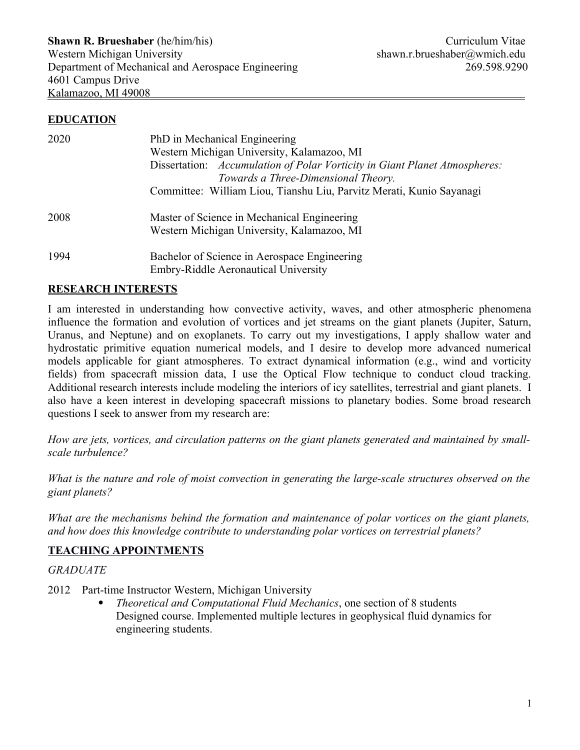**Shawn R. Brueshaber** (he/him/his)
Western Michigan University
Department of Mechanical and Aerospace Engineering
4601 Campus Drive
Kalamazoo, MI 49008

Curriculum Vitae
shawn.r.brueshaber@wmich.edu
269.598.9290

## EDUCATION

2020 PhD in Mechanical Engineering
Western Michigan University, Kalamazoo, MI
Dissertation: *Accumulation of Polar Vorticity in Giant Planet Atmospheres: Towards a Three-Dimensional Theory.*
Committee: William Liou, Tianshu Liu, Parvitz Merati, Kunio Sayanagi

2008 Master of Science in Mechanical Engineering
Western Michigan University, Kalamazoo, MI

1994 Bachelor of Science in Aerospace Engineering
Embry-Riddle Aeronautical University

## RESEARCH INTERESTS

I am interested in understanding how convective activity, waves, and other atmospheric phenomena influence the formation and evolution of vortices and jet streams on the giant planets (Jupiter, Saturn, Uranus, and Neptune) and on exoplanets. To carry out my investigations, I apply shallow water and hydrostatic primitive equation numerical models, and I desire to develop more advanced numerical models applicable for giant atmospheres. To extract dynamical information (e.g., wind and vorticity fields) from spacecraft mission data, I use the Optical Flow technique to conduct cloud tracking. Additional research interests include modeling the interiors of icy satellites, terrestrial and giant planets. I also have a keen interest in developing spacecraft missions to planetary bodies. Some broad research questions I seek to answer from my research are:

*How are jets, vortices, and circulation patterns on the giant planets generated and maintained by small-scale turbulence?*

*What is the nature and role of moist convection in generating the large-scale structures observed on the giant planets?*

*What are the mechanisms behind the formation and maintenance of polar vortices on the giant planets, and how does this knowledge contribute to understanding polar vortices on terrestrial planets?*

## TEACHING APPOINTMENTS

*GRADUATE*

2012 Part-time Instructor Western, Michigan University

- *Theoretical and Computational Fluid Mechanics*, one section of 8 students
  Designed course. Implemented multiple lectures in geophysical fluid dynamics for engineering students.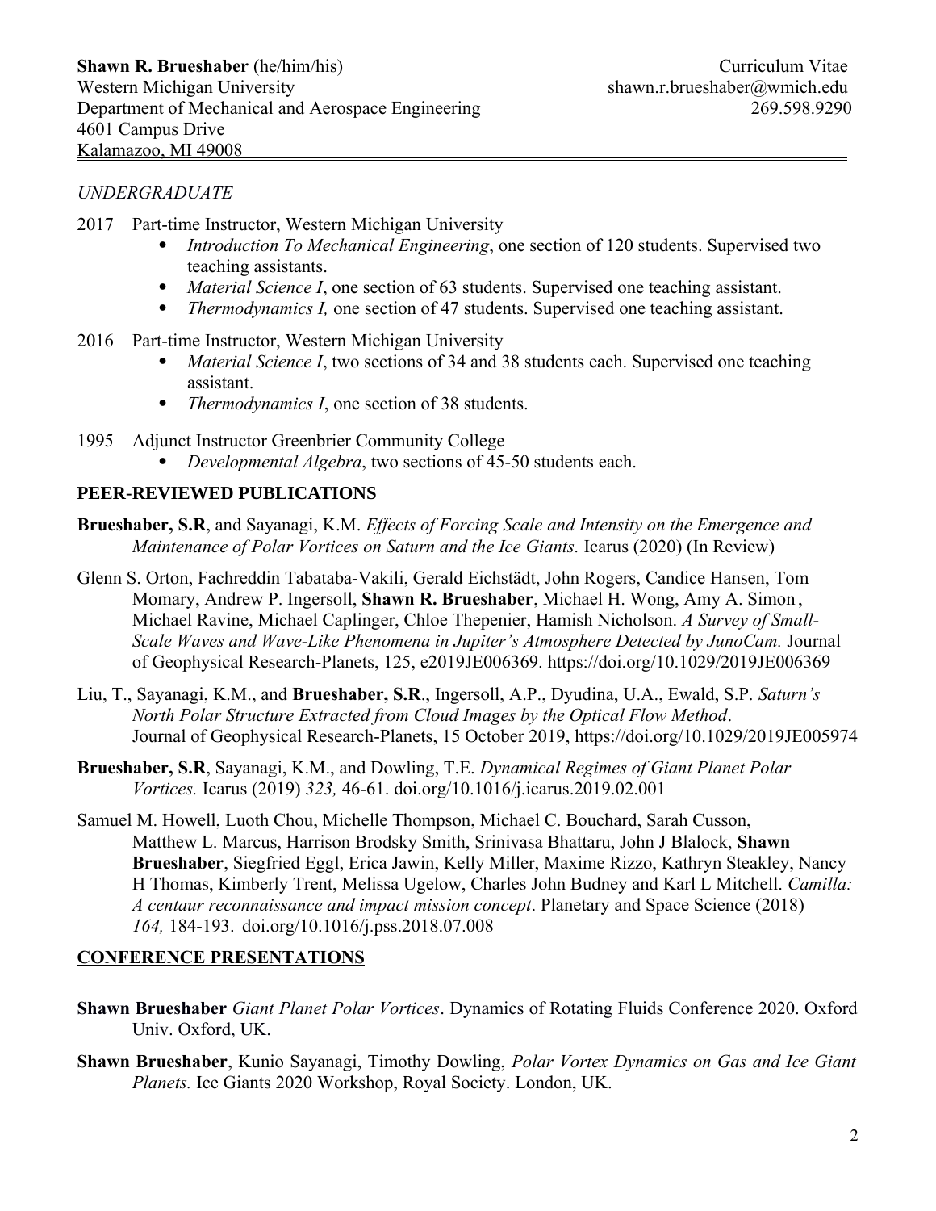Shawn R. Brueshaber (he/him/his) — Curriculum Vitae
Western Michigan University — shawn.r.brueshaber@wmich.edu
Department of Mechanical and Aerospace Engineering — 269.598.9290
4601 Campus Drive
Kalamazoo, MI 49008

*UNDERGRADUATE*

2017 Part-time Instructor, Western Michigan University

- *Introduction To Mechanical Engineering*, one section of 120 students. Supervised two teaching assistants.
- *Material Science I*, one section of 63 students. Supervised one teaching assistant.
- *Thermodynamics I,* one section of 47 students. Supervised one teaching assistant.

2016 Part-time Instructor, Western Michigan University

- *Material Science I*, two sections of 34 and 38 students each. Supervised one teaching assistant.
- *Thermodynamics I*, one section of 38 students.

1995 Adjunct Instructor Greenbrier Community College

- *Developmental Algebra*, two sections of 45-50 students each.

## PEER-REVIEWED PUBLICATIONS

**Brueshaber, S.R**, and Sayanagi, K.M. *Effects of Forcing Scale and Intensity on the Emergence and Maintenance of Polar Vortices on Saturn and the Ice Giants.* Icarus (2020) (In Review)

Glenn S. Orton, Fachreddin Tabataba-Vakili, Gerald Eichstädt, John Rogers, Candice Hansen, Tom Momary, Andrew P. Ingersoll, **Shawn R. Brueshaber**, Michael H. Wong, Amy A. Simon, Michael Ravine, Michael Caplinger, Chloe Thepenier, Hamish Nicholson. *A Survey of Small-Scale Waves and Wave-Like Phenomena in Jupiter's Atmosphere Detected by JunoCam.* Journal of Geophysical Research-Planets, 125, e2019JE006369. https://doi.org/10.1029/2019JE006369

Liu, T., Sayanagi, K.M., and **Brueshaber, S.R**., Ingersoll, A.P., Dyudina, U.A., Ewald, S.P. *Saturn's North Polar Structure Extracted from Cloud Images by the Optical Flow Method*. Journal of Geophysical Research-Planets, 15 October 2019, https://doi.org/10.1029/2019JE005974

**Brueshaber, S.R**, Sayanagi, K.M., and Dowling, T.E. *Dynamical Regimes of Giant Planet Polar Vortices.* Icarus (2019) *323,* 46-61. doi.org/10.1016/j.icarus.2019.02.001

Samuel M. Howell, Luoth Chou, Michelle Thompson, Michael C. Bouchard, Sarah Cusson, Matthew L. Marcus, Harrison Brodsky Smith, Srinivasa Bhattaru, John J Blalock, **Shawn Brueshaber**, Siegfried Eggl, Erica Jawin, Kelly Miller, Maxime Rizzo, Kathryn Steakley, Nancy H Thomas, Kimberly Trent, Melissa Ugelow, Charles John Budney and Karl L Mitchell. *Camilla: A centaur reconnaissance and impact mission concept*. Planetary and Space Science (2018) *164,* 184-193. doi.org/10.1016/j.pss.2018.07.008

## CONFERENCE PRESENTATIONS

**Shawn Brueshaber** *Giant Planet Polar Vortices*. Dynamics of Rotating Fluids Conference 2020. Oxford Univ. Oxford, UK.

**Shawn Brueshaber**, Kunio Sayanagi, Timothy Dowling, *Polar Vortex Dynamics on Gas and Ice Giant Planets.* Ice Giants 2020 Workshop, Royal Society. London, UK.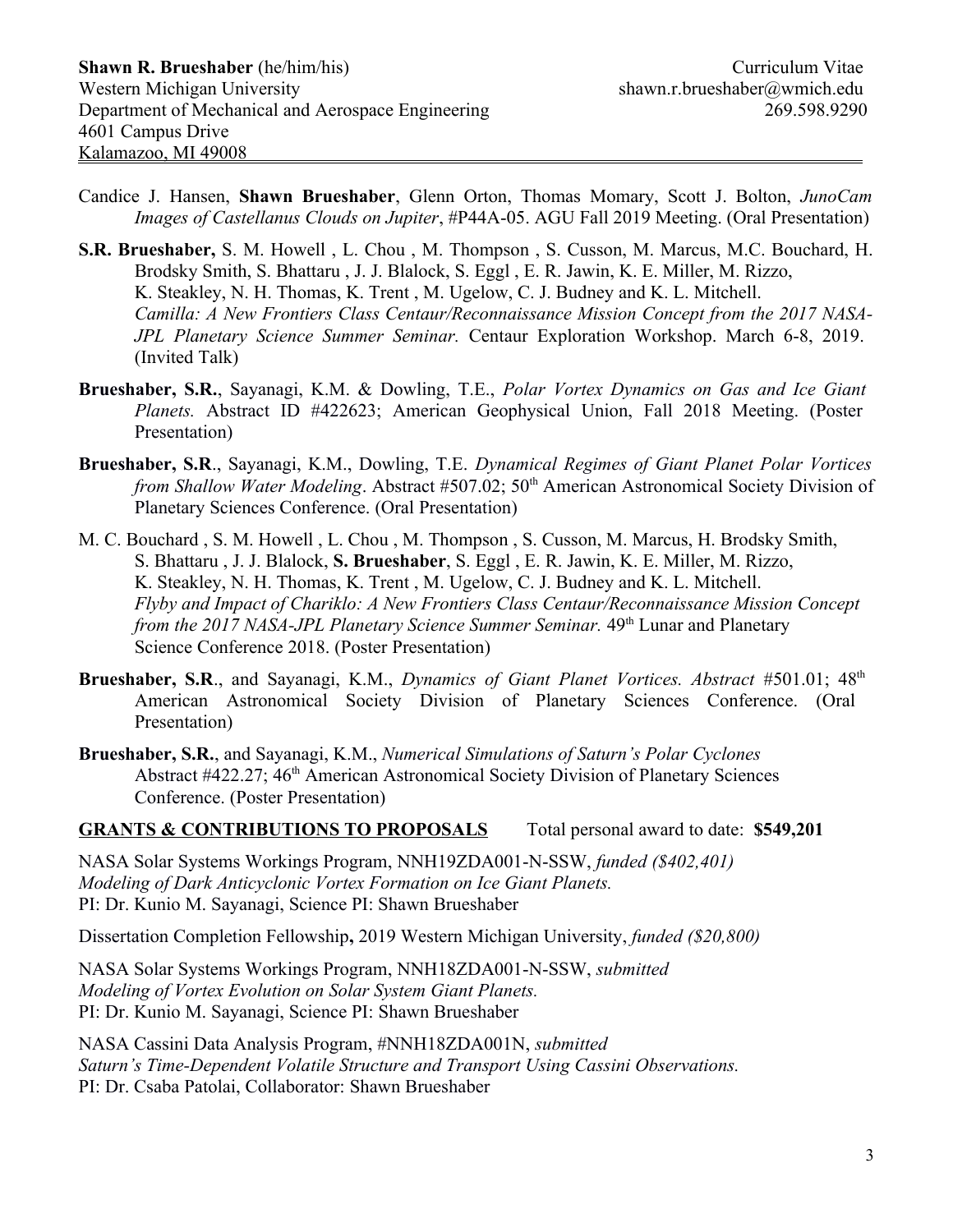**Shawn R. Brueshaber** (he/him/his)
Western Michigan University
Department of Mechanical and Aerospace Engineering
4601 Campus Drive
Kalamazoo, MI 49008

Curriculum Vitae
shawn.r.brueshaber@wmich.edu
269.598.9290

Candice J. Hansen, **Shawn Brueshaber**, Glenn Orton, Thomas Momary, Scott J. Bolton, *JunoCam Images of Castellanus Clouds on Jupiter*, #P44A-05. AGU Fall 2019 Meeting. (Oral Presentation)

**S.R. Brueshaber,** S. M. Howell , L. Chou , M. Thompson , S. Cusson, M. Marcus, M.C. Bouchard, H. Brodsky Smith, S. Bhattaru , J. J. Blalock, S. Eggl , E. R. Jawin, K. E. Miller, M. Rizzo, K. Steakley, N. H. Thomas, K. Trent , M. Ugelow, C. J. Budney and K. L. Mitchell. *Camilla: A New Frontiers Class Centaur/Reconnaissance Mission Concept from the 2017 NASA-JPL Planetary Science Summer Seminar.* Centaur Exploration Workshop. March 6-8, 2019. (Invited Talk)

**Brueshaber, S.R.**, Sayanagi, K.M. & Dowling, T.E., *Polar Vortex Dynamics on Gas and Ice Giant Planets.* Abstract ID #422623; American Geophysical Union, Fall 2018 Meeting. (Poster Presentation)

**Brueshaber, S.R**., Sayanagi, K.M., Dowling, T.E. *Dynamical Regimes of Giant Planet Polar Vortices from Shallow Water Modeling*. Abstract #507.02; 50th American Astronomical Society Division of Planetary Sciences Conference. (Oral Presentation)

M. C. Bouchard , S. M. Howell , L. Chou , M. Thompson , S. Cusson, M. Marcus, H. Brodsky Smith, S. Bhattaru , J. J. Blalock, **S. Brueshaber**, S. Eggl , E. R. Jawin, K. E. Miller, M. Rizzo, K. Steakley, N. H. Thomas, K. Trent , M. Ugelow, C. J. Budney and K. L. Mitchell. *Flyby and Impact of Chariklo: A New Frontiers Class Centaur/Reconnaissance Mission Concept from the 2017 NASA-JPL Planetary Science Summer Seminar.* 49th Lunar and Planetary Science Conference 2018. (Poster Presentation)

**Brueshaber, S.R**., and Sayanagi, K.M., *Dynamics of Giant Planet Vortices. Abstract* #501.01; 48th American Astronomical Society Division of Planetary Sciences Conference. (Oral Presentation)

**Brueshaber, S.R.**, and Sayanagi, K.M., *Numerical Simulations of Saturn's Polar Cyclones* Abstract #422.27; 46th American Astronomical Society Division of Planetary Sciences Conference. (Poster Presentation)

## GRANTS & CONTRIBUTIONS TO PROPOSALS — Total personal award to date: **$549,201**

NASA Solar Systems Workings Program, NNH19ZDA001-N-SSW, *funded ($402,401)*
*Modeling of Dark Anticyclonic Vortex Formation on Ice Giant Planets.*
PI: Dr. Kunio M. Sayanagi, Science PI: Shawn Brueshaber

Dissertation Completion Fellowship**,** 2019 Western Michigan University, *funded ($20,800)*

NASA Solar Systems Workings Program, NNH18ZDA001-N-SSW, *submitted*
*Modeling of Vortex Evolution on Solar System Giant Planets.*
PI: Dr. Kunio M. Sayanagi, Science PI: Shawn Brueshaber

NASA Cassini Data Analysis Program, #NNH18ZDA001N, *submitted*
*Saturn's Time-Dependent Volatile Structure and Transport Using Cassini Observations.*
PI: Dr. Csaba Patolai, Collaborator: Shawn Brueshaber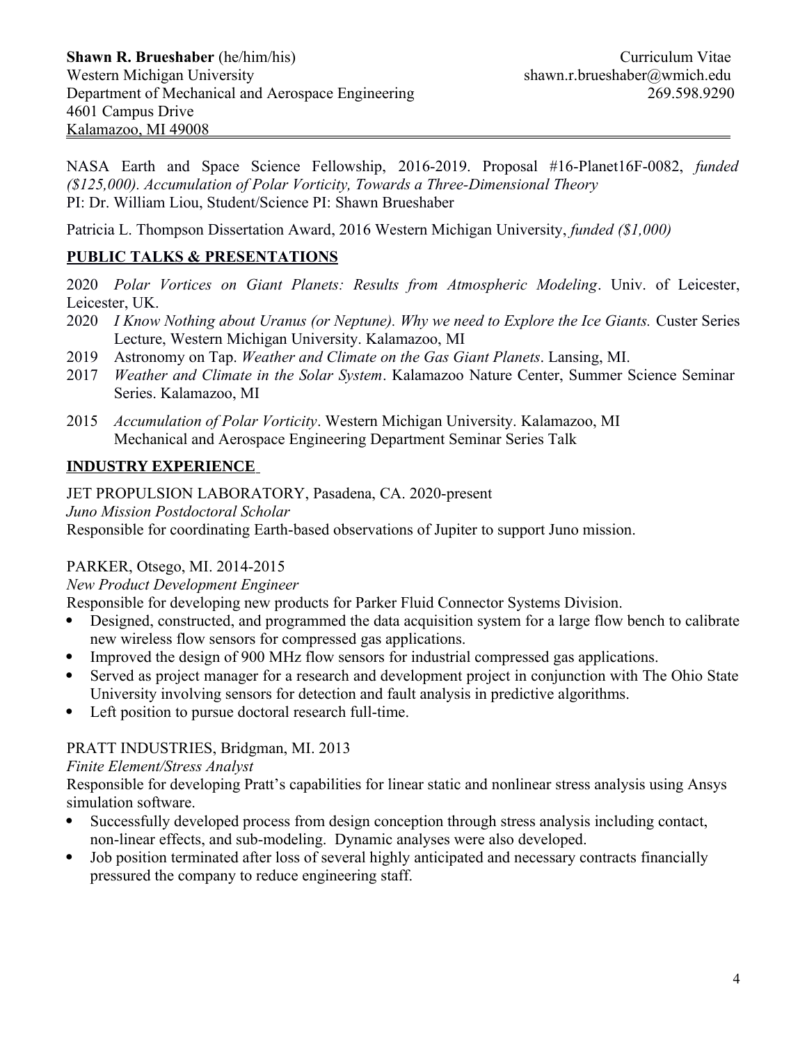**Shawn R. Brueshaber** (he/him/his) Curriculum Vitae
Western Michigan University shawn.r.brueshaber@wmich.edu
Department of Mechanical and Aerospace Engineering 269.598.9290
4601 Campus Drive
Kalamazoo, MI 49008

NASA Earth and Space Science Fellowship, 2016-2019. Proposal #16-Planet16F-0082, *funded ($125,000). Accumulation of Polar Vorticity, Towards a Three-Dimensional Theory*
PI: Dr. William Liou, Student/Science PI: Shawn Brueshaber

Patricia L. Thompson Dissertation Award, 2016 Western Michigan University, *funded ($1,000)*

## PUBLIC TALKS & PRESENTATIONS

2020 *Polar Vortices on Giant Planets: Results from Atmospheric Modeling*. Univ. of Leicester, Leicester, UK.

2020 *I Know Nothing about Uranus (or Neptune). Why we need to Explore the Ice Giants.* Custer Series Lecture, Western Michigan University. Kalamazoo, MI

2019 Astronomy on Tap. *Weather and Climate on the Gas Giant Planets*. Lansing, MI.

2017 *Weather and Climate in the Solar System*. Kalamazoo Nature Center, Summer Science Seminar Series. Kalamazoo, MI

2015 *Accumulation of Polar Vorticity*. Western Michigan University. Kalamazoo, MI
Mechanical and Aerospace Engineering Department Seminar Series Talk

## INDUSTRY EXPERIENCE

JET PROPULSION LABORATORY, Pasadena, CA. 2020-present
*Juno Mission Postdoctoral Scholar*
Responsible for coordinating Earth-based observations of Jupiter to support Juno mission.

PARKER, Otsego, MI. 2014-2015
*New Product Development Engineer*
Responsible for developing new products for Parker Fluid Connector Systems Division.

- Designed, constructed, and programmed the data acquisition system for a large flow bench to calibrate new wireless flow sensors for compressed gas applications.
- Improved the design of 900 MHz flow sensors for industrial compressed gas applications.
- Served as project manager for a research and development project in conjunction with The Ohio State University involving sensors for detection and fault analysis in predictive algorithms.
- Left position to pursue doctoral research full-time.

PRATT INDUSTRIES, Bridgman, MI. 2013
*Finite Element/Stress Analyst*
Responsible for developing Pratt's capabilities for linear static and nonlinear stress analysis using Ansys simulation software.

- Successfully developed process from design conception through stress analysis including contact, non-linear effects, and sub-modeling. Dynamic analyses were also developed.
- Job position terminated after loss of several highly anticipated and necessary contracts financially pressured the company to reduce engineering staff.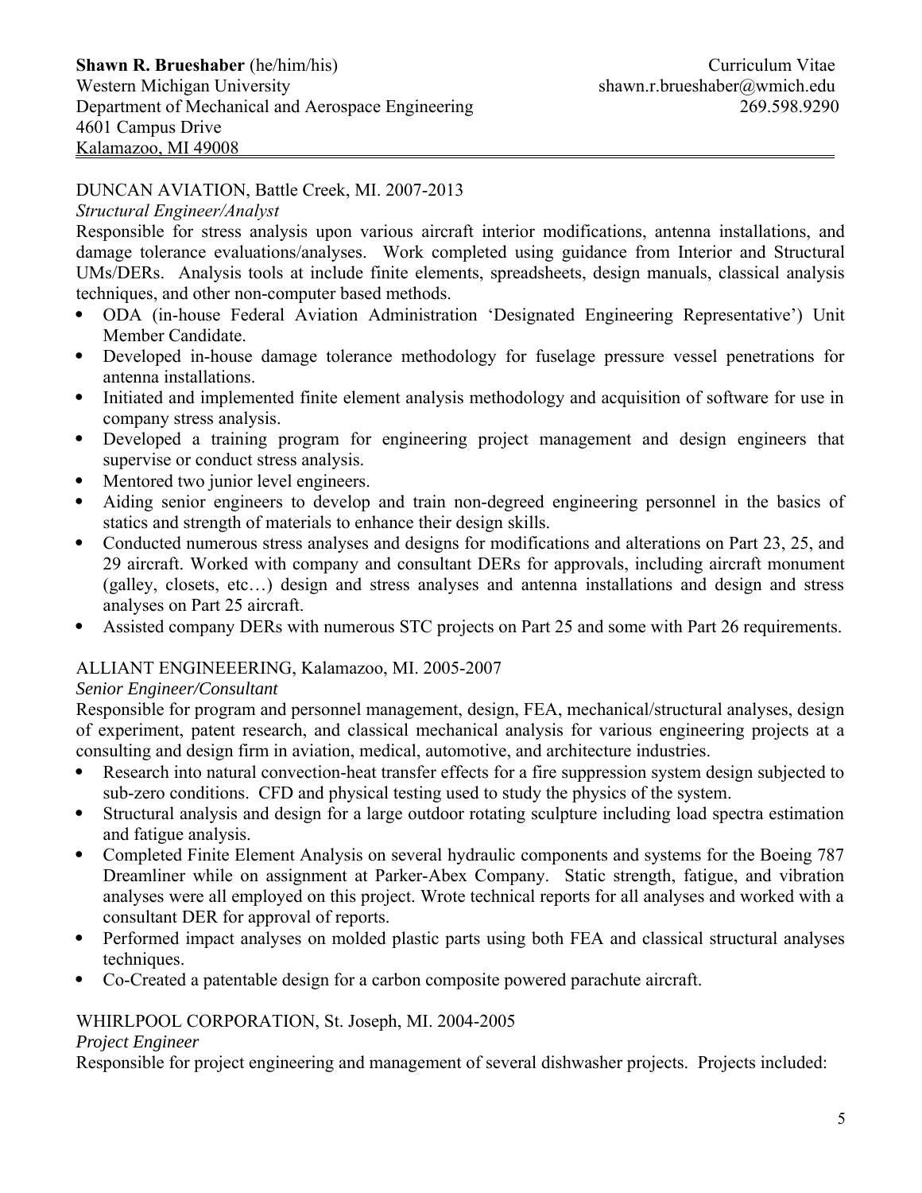DUNCAN AVIATION, Battle Creek, MI. 2007-2013

*Structural Engineer/Analyst*

Responsible for stress analysis upon various aircraft interior modifications, antenna installations, and damage tolerance evaluations/analyses. Work completed using guidance from Interior and Structural UMs/DERs. Analysis tools at include finite elements, spreadsheets, design manuals, classical analysis techniques, and other non-computer based methods.

- ODA (in-house Federal Aviation Administration 'Designated Engineering Representative') Unit Member Candidate.
- Developed in-house damage tolerance methodology for fuselage pressure vessel penetrations for antenna installations.
- Initiated and implemented finite element analysis methodology and acquisition of software for use in company stress analysis.
- Developed a training program for engineering project management and design engineers that supervise or conduct stress analysis.
- Mentored two junior level engineers.
- Aiding senior engineers to develop and train non-degreed engineering personnel in the basics of statics and strength of materials to enhance their design skills.
- Conducted numerous stress analyses and designs for modifications and alterations on Part 23, 25, and 29 aircraft. Worked with company and consultant DERs for approvals, including aircraft monument (galley, closets, etc…) design and stress analyses and antenna installations and design and stress analyses on Part 25 aircraft.
- Assisted company DERs with numerous STC projects on Part 25 and some with Part 26 requirements.

ALLIANT ENGINEEERING, Kalamazoo, MI. 2005-2007

*Senior Engineer/Consultant*

Responsible for program and personnel management, design, FEA, mechanical/structural analyses, design of experiment, patent research, and classical mechanical analysis for various engineering projects at a consulting and design firm in aviation, medical, automotive, and architecture industries.

- Research into natural convection-heat transfer effects for a fire suppression system design subjected to sub-zero conditions. CFD and physical testing used to study the physics of the system.
- Structural analysis and design for a large outdoor rotating sculpture including load spectra estimation and fatigue analysis.
- Completed Finite Element Analysis on several hydraulic components and systems for the Boeing 787 Dreamliner while on assignment at Parker-Abex Company. Static strength, fatigue, and vibration analyses were all employed on this project. Wrote technical reports for all analyses and worked with a consultant DER for approval of reports.
- Performed impact analyses on molded plastic parts using both FEA and classical structural analyses techniques.
- Co-Created a patentable design for a carbon composite powered parachute aircraft.

WHIRLPOOL CORPORATION, St. Joseph, MI. 2004-2005

*Project Engineer*

Responsible for project engineering and management of several dishwasher projects. Projects included: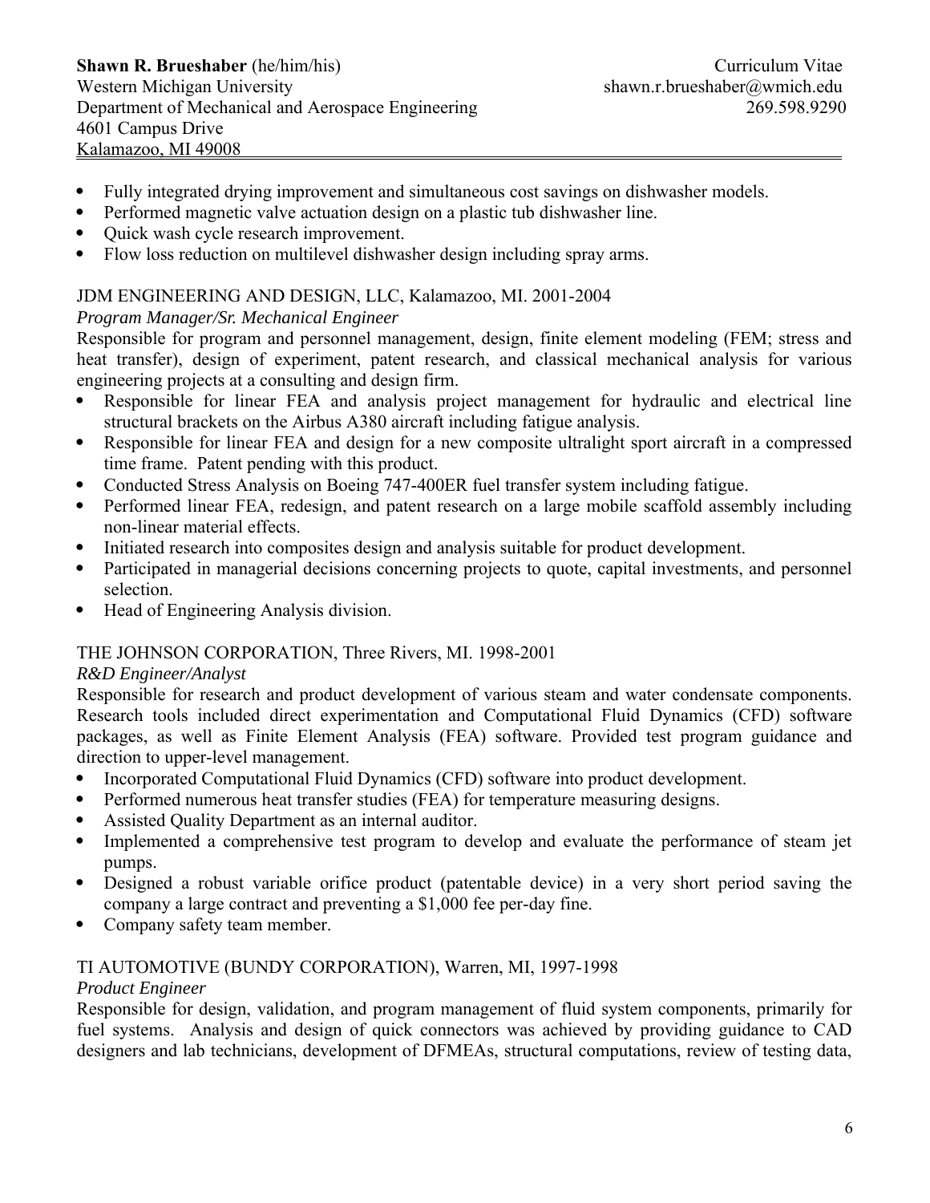- Fully integrated drying improvement and simultaneous cost savings on dishwasher models.
- Performed magnetic valve actuation design on a plastic tub dishwasher line.
- Quick wash cycle research improvement.
- Flow loss reduction on multilevel dishwasher design including spray arms.

JDM ENGINEERING AND DESIGN, LLC, Kalamazoo, MI. 2001-2004

*Program Manager/Sr. Mechanical Engineer*

Responsible for program and personnel management, design, finite element modeling (FEM; stress and heat transfer), design of experiment, patent research, and classical mechanical analysis for various engineering projects at a consulting and design firm.

- Responsible for linear FEA and analysis project management for hydraulic and electrical line structural brackets on the Airbus A380 aircraft including fatigue analysis.
- Responsible for linear FEA and design for a new composite ultralight sport aircraft in a compressed time frame. Patent pending with this product.
- Conducted Stress Analysis on Boeing 747-400ER fuel transfer system including fatigue.
- Performed linear FEA, redesign, and patent research on a large mobile scaffold assembly including non-linear material effects.
- Initiated research into composites design and analysis suitable for product development.
- Participated in managerial decisions concerning projects to quote, capital investments, and personnel selection.
- Head of Engineering Analysis division.

THE JOHNSON CORPORATION, Three Rivers, MI. 1998-2001

*R&D Engineer/Analyst*

Responsible for research and product development of various steam and water condensate components. Research tools included direct experimentation and Computational Fluid Dynamics (CFD) software packages, as well as Finite Element Analysis (FEA) software. Provided test program guidance and direction to upper-level management.

- Incorporated Computational Fluid Dynamics (CFD) software into product development.
- Performed numerous heat transfer studies (FEA) for temperature measuring designs.
- Assisted Quality Department as an internal auditor.
- Implemented a comprehensive test program to develop and evaluate the performance of steam jet pumps.
- Designed a robust variable orifice product (patentable device) in a very short period saving the company a large contract and preventing a $1,000 fee per-day fine.
- Company safety team member.

TI AUTOMOTIVE (BUNDY CORPORATION), Warren, MI, 1997-1998

*Product Engineer*

Responsible for design, validation, and program management of fluid system components, primarily for fuel systems. Analysis and design of quick connectors was achieved by providing guidance to CAD designers and lab technicians, development of DFMEAs, structural computations, review of testing data,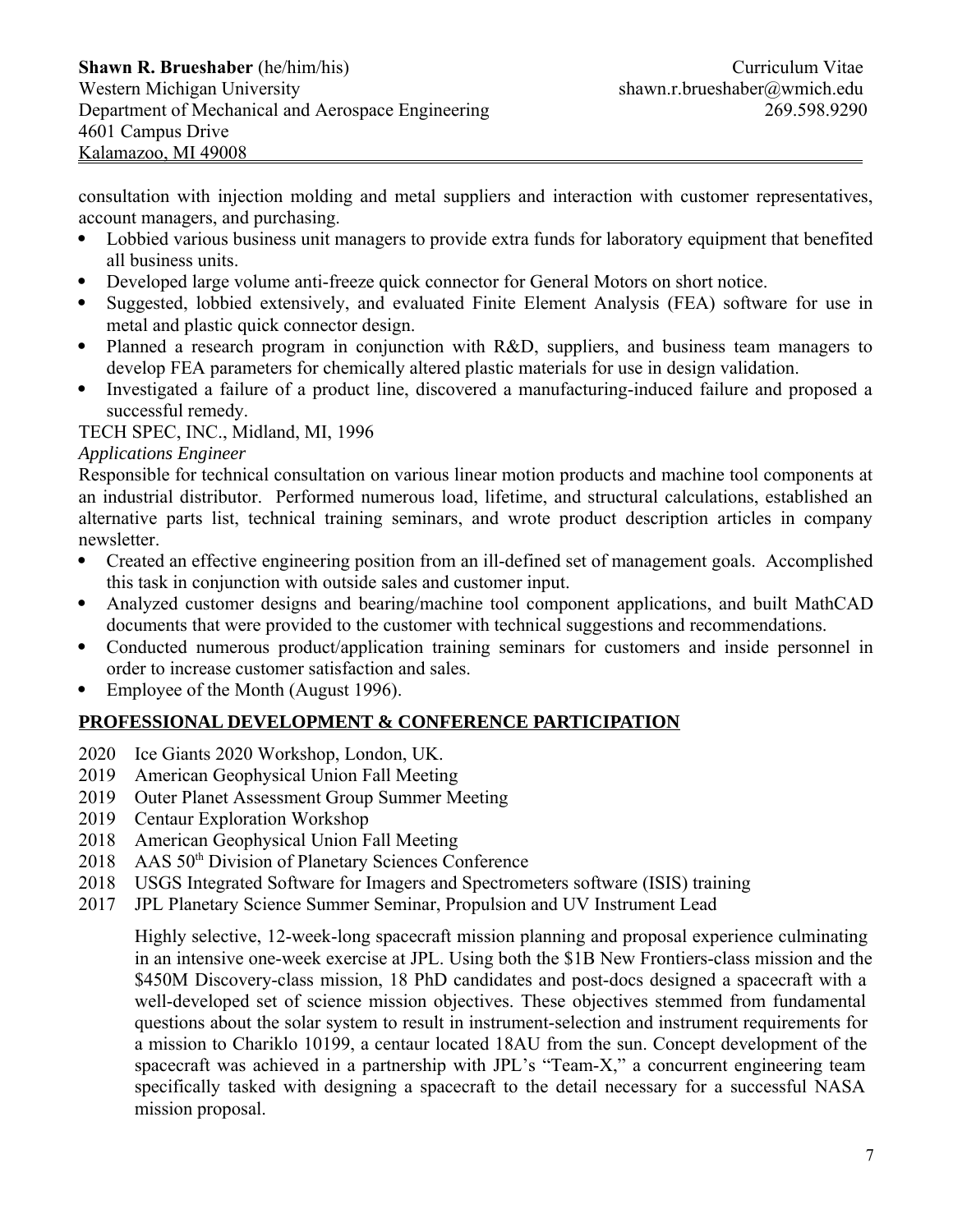consultation with injection molding and metal suppliers and interaction with customer representatives, account managers, and purchasing.

- Lobbied various business unit managers to provide extra funds for laboratory equipment that benefited all business units.
- Developed large volume anti-freeze quick connector for General Motors on short notice.
- Suggested, lobbied extensively, and evaluated Finite Element Analysis (FEA) software for use in metal and plastic quick connector design.
- Planned a research program in conjunction with R&D, suppliers, and business team managers to develop FEA parameters for chemically altered plastic materials for use in design validation.
- Investigated a failure of a product line, discovered a manufacturing-induced failure and proposed a successful remedy.

TECH SPEC, INC., Midland, MI, 1996

*Applications Engineer*

Responsible for technical consultation on various linear motion products and machine tool components at an industrial distributor. Performed numerous load, lifetime, and structural calculations, established an alternative parts list, technical training seminars, and wrote product description articles in company newsletter.

- Created an effective engineering position from an ill-defined set of management goals. Accomplished this task in conjunction with outside sales and customer input.
- Analyzed customer designs and bearing/machine tool component applications, and built MathCAD documents that were provided to the customer with technical suggestions and recommendations.
- Conducted numerous product/application training seminars for customers and inside personnel in order to increase customer satisfaction and sales.
- Employee of the Month (August 1996).

## PROFESSIONAL DEVELOPMENT & CONFERENCE PARTICIPATION

2020 Ice Giants 2020 Workshop, London, UK.
2019 American Geophysical Union Fall Meeting
2019 Outer Planet Assessment Group Summer Meeting
2019 Centaur Exploration Workshop
2018 American Geophysical Union Fall Meeting
2018 AAS 50th Division of Planetary Sciences Conference
2018 USGS Integrated Software for Imagers and Spectrometers software (ISIS) training
2017 JPL Planetary Science Summer Seminar, Propulsion and UV Instrument Lead

Highly selective, 12-week-long spacecraft mission planning and proposal experience culminating in an intensive one-week exercise at JPL. Using both the $1B New Frontiers-class mission and the $450M Discovery-class mission, 18 PhD candidates and post-docs designed a spacecraft with a well-developed set of science mission objectives. These objectives stemmed from fundamental questions about the solar system to result in instrument-selection and instrument requirements for a mission to Chariklo 10199, a centaur located 18AU from the sun. Concept development of the spacecraft was achieved in a partnership with JPL's "Team-X," a concurrent engineering team specifically tasked with designing a spacecraft to the detail necessary for a successful NASA mission proposal.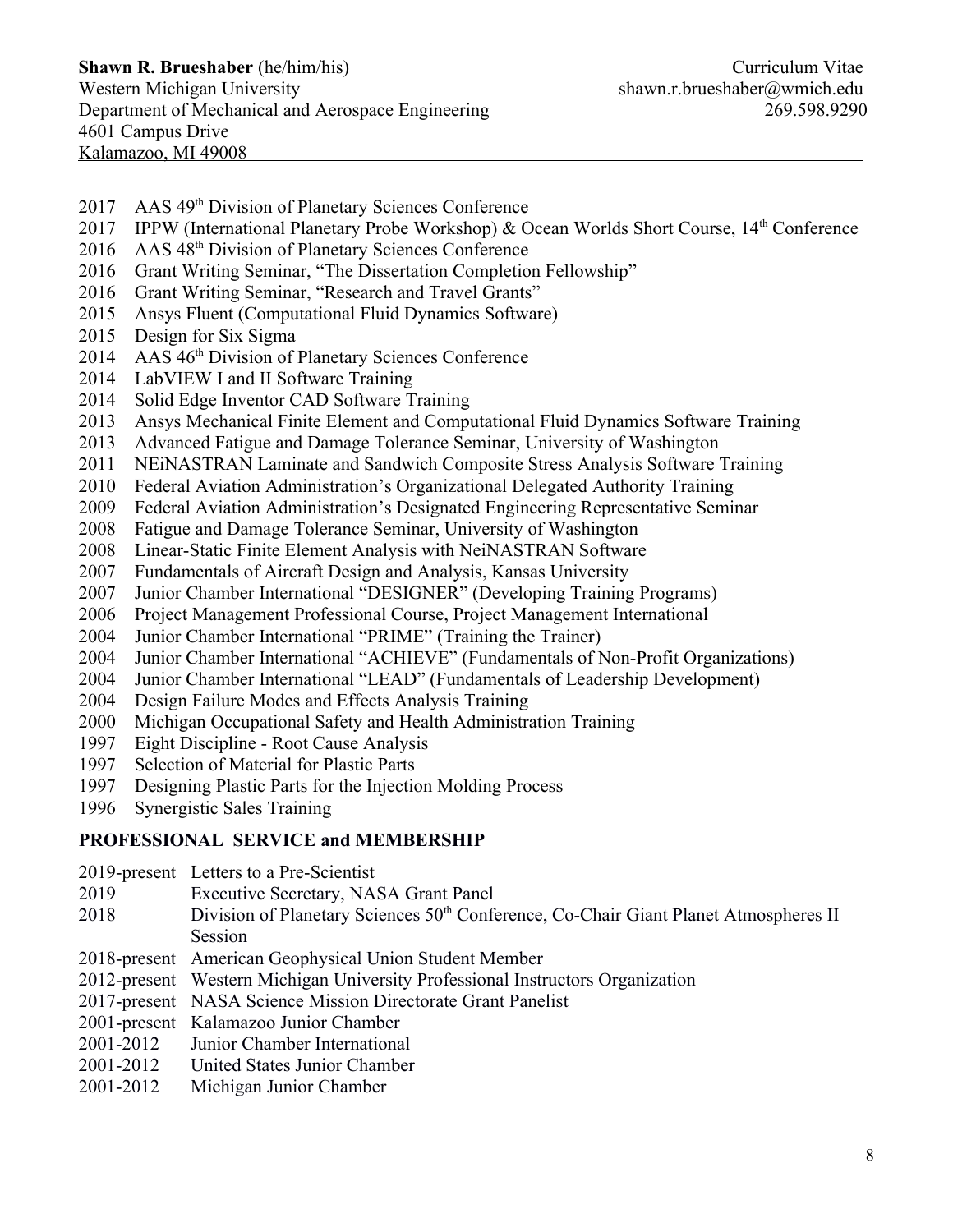- 2017 AAS 49th Division of Planetary Sciences Conference
- 2017 IPPW (International Planetary Probe Workshop) & Ocean Worlds Short Course, 14th Conference
- 2016 AAS 48th Division of Planetary Sciences Conference
- 2016 Grant Writing Seminar, "The Dissertation Completion Fellowship"
- 2016 Grant Writing Seminar, "Research and Travel Grants"
- 2015 Ansys Fluent (Computational Fluid Dynamics Software)
- 2015 Design for Six Sigma
- 2014 AAS 46th Division of Planetary Sciences Conference
- 2014 LabVIEW I and II Software Training
- 2014 Solid Edge Inventor CAD Software Training
- 2013 Ansys Mechanical Finite Element and Computational Fluid Dynamics Software Training
- 2013 Advanced Fatigue and Damage Tolerance Seminar, University of Washington
- 2011 NEiNASTRAN Laminate and Sandwich Composite Stress Analysis Software Training
- 2010 Federal Aviation Administration's Organizational Delegated Authority Training
- 2009 Federal Aviation Administration's Designated Engineering Representative Seminar
- 2008 Fatigue and Damage Tolerance Seminar, University of Washington
- 2008 Linear-Static Finite Element Analysis with NeiNASTRAN Software
- 2007 Fundamentals of Aircraft Design and Analysis, Kansas University
- 2007 Junior Chamber International "DESIGNER" (Developing Training Programs)
- 2006 Project Management Professional Course, Project Management International
- 2004 Junior Chamber International "PRIME" (Training the Trainer)
- 2004 Junior Chamber International "ACHIEVE" (Fundamentals of Non-Profit Organizations)
- 2004 Junior Chamber International "LEAD" (Fundamentals of Leadership Development)
- 2004 Design Failure Modes and Effects Analysis Training
- 2000 Michigan Occupational Safety and Health Administration Training
- 1997 Eight Discipline - Root Cause Analysis
- 1997 Selection of Material for Plastic Parts
- 1997 Designing Plastic Parts for the Injection Molding Process
- 1996 Synergistic Sales Training

## PROFESSIONAL SERVICE and MEMBERSHIP

- 2019-present Letters to a Pre-Scientist
- 2019 Executive Secretary, NASA Grant Panel
- 2018 Division of Planetary Sciences 50th Conference, Co-Chair Giant Planet Atmospheres II Session
- 2018-present American Geophysical Union Student Member
- 2012-present Western Michigan University Professional Instructors Organization
- 2017-present NASA Science Mission Directorate Grant Panelist
- 2001-present Kalamazoo Junior Chamber
- 2001-2012 Junior Chamber International
- 2001-2012 United States Junior Chamber
- 2001-2012 Michigan Junior Chamber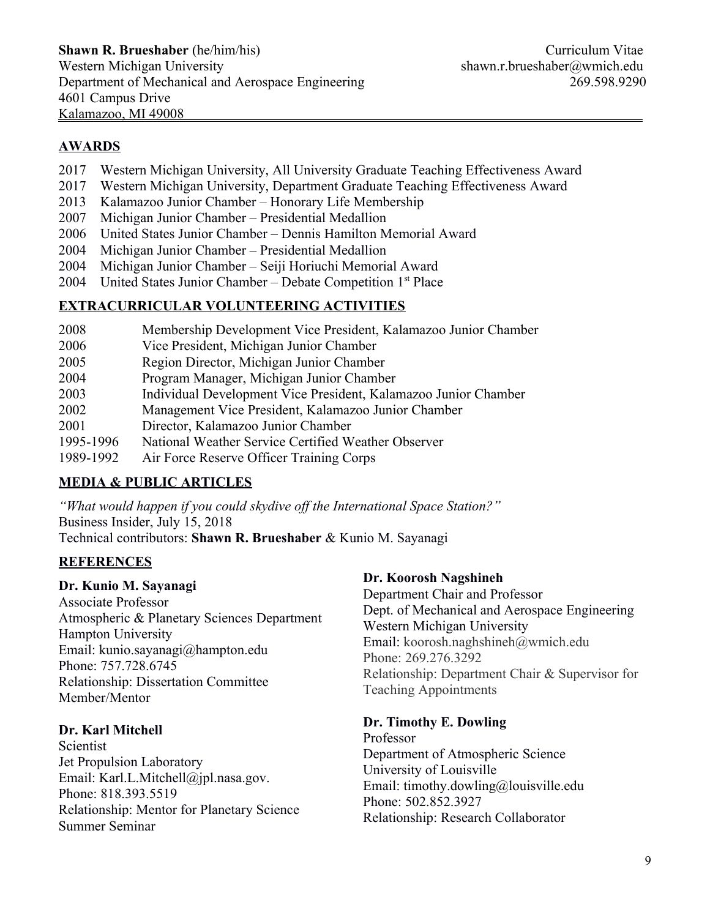**Shawn R. Brueshaber** (he/him/his) Curriculum Vitae
Western Michigan University shawn.r.brueshaber@wmich.edu
Department of Mechanical and Aerospace Engineering 269.598.9290
4601 Campus Drive
Kalamazoo, MI 49008

## AWARDS

2017 Western Michigan University, All University Graduate Teaching Effectiveness Award
2017 Western Michigan University, Department Graduate Teaching Effectiveness Award
2013 Kalamazoo Junior Chamber – Honorary Life Membership
2007 Michigan Junior Chamber – Presidential Medallion
2006 United States Junior Chamber – Dennis Hamilton Memorial Award
2004 Michigan Junior Chamber – Presidential Medallion
2004 Michigan Junior Chamber – Seiji Horiuchi Memorial Award
2004 United States Junior Chamber – Debate Competition 1st Place

## EXTRACURRICULAR VOLUNTEERING ACTIVITIES

2008 Membership Development Vice President, Kalamazoo Junior Chamber
2006 Vice President, Michigan Junior Chamber
2005 Region Director, Michigan Junior Chamber
2004 Program Manager, Michigan Junior Chamber
2003 Individual Development Vice President, Kalamazoo Junior Chamber
2002 Management Vice President, Kalamazoo Junior Chamber
2001 Director, Kalamazoo Junior Chamber
1995-1996 National Weather Service Certified Weather Observer
1989-1992 Air Force Reserve Officer Training Corps

## MEDIA & PUBLIC ARTICLES

*"What would happen if you could skydive off the International Space Station?"*
Business Insider, July 15, 2018
Technical contributors: **Shawn R. Brueshaber** & Kunio M. Sayanagi

## REFERENCES

**Dr. Kunio M. Sayanagi**
Associate Professor
Atmospheric & Planetary Sciences Department
Hampton University
Email: kunio.sayanagi@hampton.edu
Phone: 757.728.6745
Relationship: Dissertation Committee Member/Mentor

**Dr. Karl Mitchell**
Scientist
Jet Propulsion Laboratory
Email: Karl.L.Mitchell@jpl.nasa.gov.
Phone: 818.393.5519
Relationship: Mentor for Planetary Science Summer Seminar

**Dr. Koorosh Nagshineh**
Department Chair and Professor
Dept. of Mechanical and Aerospace Engineering
Western Michigan University
Email: koorosh.naghshineh@wmich.edu
Phone: 269.276.3292
Relationship: Department Chair & Supervisor for Teaching Appointments

**Dr. Timothy E. Dowling**
Professor
Department of Atmospheric Science
University of Louisville
Email: timothy.dowling@louisville.edu
Phone: 502.852.3927
Relationship: Research Collaborator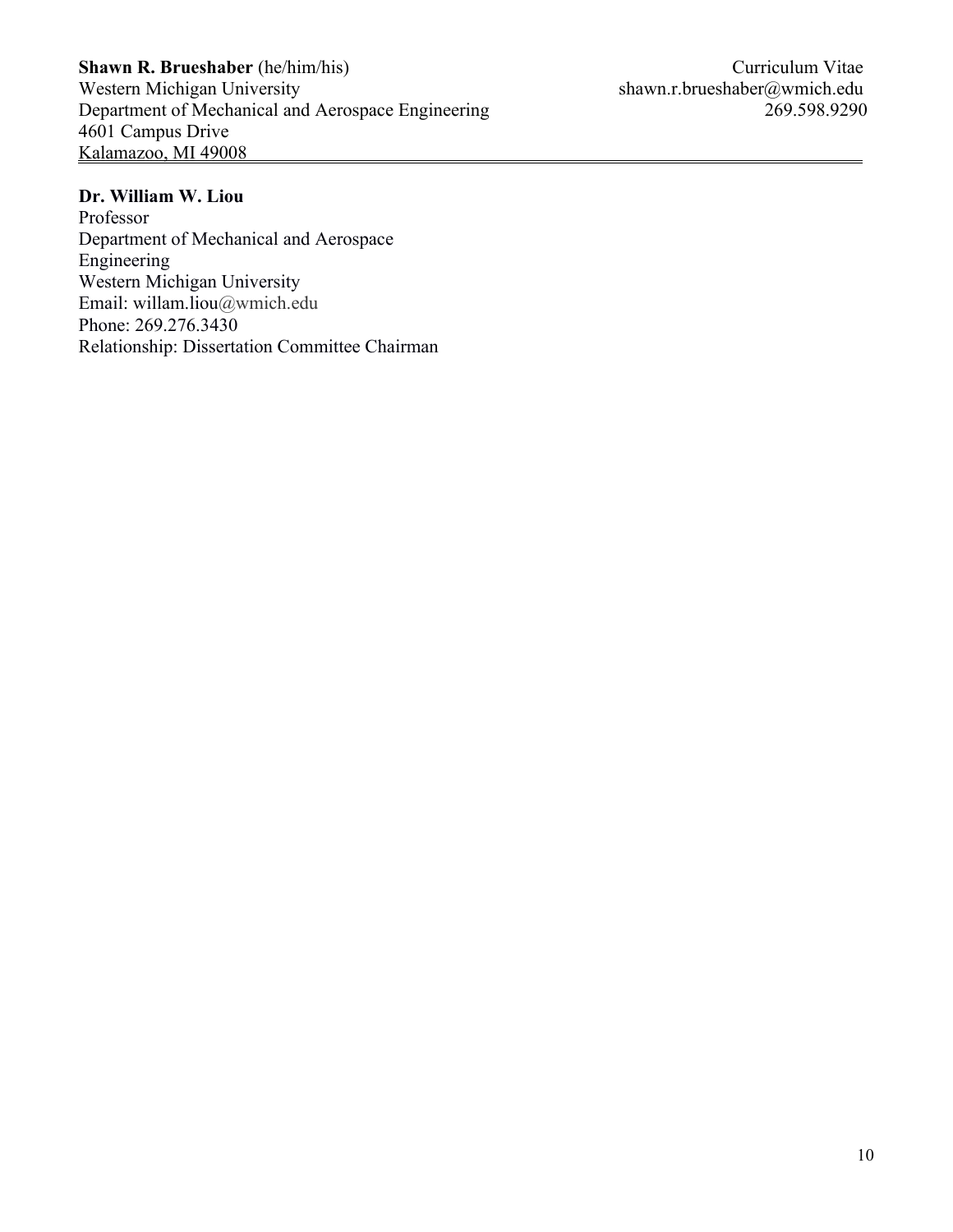**Dr. William W. Liou**
Professor
Department of Mechanical and Aerospace Engineering
Western Michigan University
Email: willam.liou@wmich.edu
Phone: 269.276.3430
Relationship: Dissertation Committee Chairman